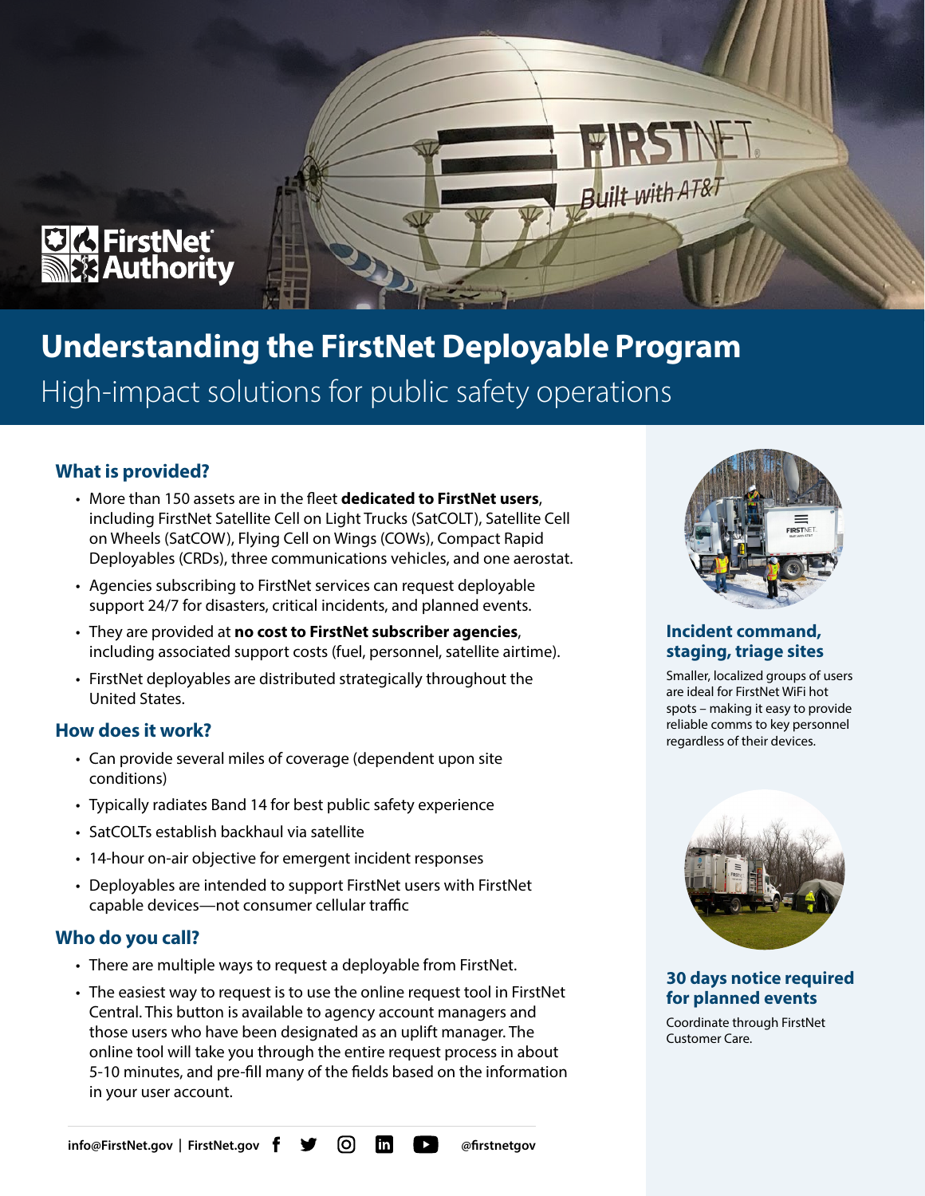FirstNet Authority

# Understanding the FirstNet Deployable Program

High-impact solutions for public safety operations

## What is provided?

- More than 150 assets are in the fleet **dedicated to FirstNet users**, including FirstNet Satellite Cell on Light Trucks (SatCOLT), Satellite Cell on Wheels (SatCOW), Flying Cell on Wings (COWs), Compact Rapid Deployables (CRDs), three communications vehicles, and one aerostat.
- Agencies subscribing to FirstNet services can request deployable support 24/7 for disasters, critical incidents, and planned events.
- They are provided at **no cost to FirstNet subscriber agencies**, including associated support costs (fuel, personnel, satellite airtime).
- FirstNet deployables are distributed strategically throughout the United States.

## How does it work?

- Can provide several miles of coverage (dependent upon site conditions)
- Typically radiates Band 14 for best public safety experience
- SatCOLTs establish backhaul via satellite
- 14-hour on-air objective for emergent incident responses
- Deployables are intended to support FirstNet users with FirstNet capable devices—not consumer cellular traffic

## Who do you call?

- There are multiple ways to request a deployable from FirstNet.
- The easiest way to request is to use the online request tool in FirstNet Central. This button is available to agency account managers and those users who have been designated as an uplift manager. The online tool will take you through the entire request process in about 5-10 minutes, and pre-fill many of the fields based on the information in your user account.

### Incident command, staging, triage sites

Smaller, localized groups of users are ideal for FirstNet WiFi hot spots – making it easy to provide reliable comms to key personnel regardless of their devices.

### 30 days notice required for planned events

Coordinate through FirstNet Customer Care.

info@FirstNet.gov | FirstNet.gov @firstnetgov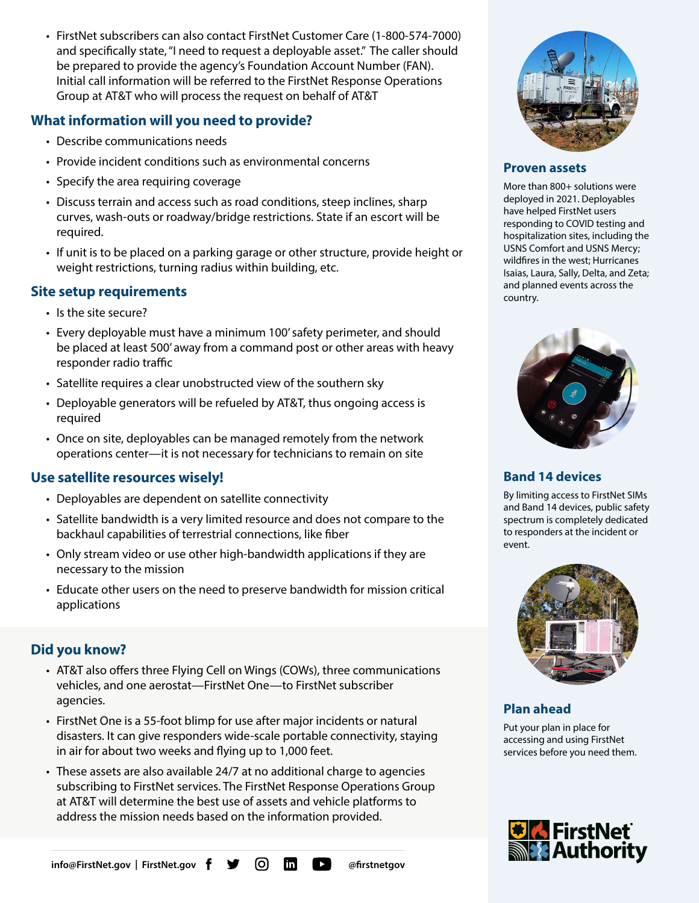- FirstNet subscribers can also contact FirstNet Customer Care (1-800-574-7000) and specifically state, "I need to request a deployable asset." The caller should be prepared to provide the agency's Foundation Account Number (FAN). Initial call information will be referred to the FirstNet Response Operations Group at AT&T who will process the request on behalf of AT&T

## What information will you need to provide?

- Describe communications needs
- Provide incident conditions such as environmental concerns
- Specify the area requiring coverage
- Discuss terrain and access such as road conditions, steep inclines, sharp curves, wash-outs or roadway/bridge restrictions. State if an escort will be required.
- If unit is to be placed on a parking garage or other structure, provide height or weight restrictions, turning radius within building, etc.

## Site setup requirements

- Is the site secure?
- Every deployable must have a minimum 100' safety perimeter, and should be placed at least 500' away from a command post or other areas with heavy responder radio traffic
- Satellite requires a clear unobstructed view of the southern sky
- Deployable generators will be refueled by AT&T, thus ongoing access is required
- Once on site, deployables can be managed remotely from the network operations center—it is not necessary for technicians to remain on site

## Use satellite resources wisely!

- Deployables are dependent on satellite connectivity
- Satellite bandwidth is a very limited resource and does not compare to the backhaul capabilities of terrestrial connections, like fiber
- Only stream video or use other high-bandwidth applications if they are necessary to the mission
- Educate other users on the need to preserve bandwidth for mission critical applications

## Did you know?

- AT&T also offers three Flying Cell on Wings (COWs), three communications vehicles, and one aerostat—FirstNet One—to FirstNet subscriber agencies.
- FirstNet One is a 55-foot blimp for use after major incidents or natural disasters. It can give responders wide-scale portable connectivity, staying in air for about two weeks and flying up to 1,000 feet.
- These assets are also available 24/7 at no additional charge to agencies subscribing to FirstNet services. The FirstNet Response Operations Group at AT&T will determine the best use of assets and vehicle platforms to address the mission needs based on the information provided.

### Proven assets

More than 800+ solutions were deployed in 2021. Deployables have helped FirstNet users responding to COVID testing and hospitalization sites, including the USNS Comfort and USNS Mercy; wildfires in the west; Hurricanes Isaias, Laura, Sally, Delta, and Zeta; and planned events across the country.

### Band 14 devices

By limiting access to FirstNet SIMs and Band 14 devices, public safety spectrum is completely dedicated to responders at the incident or event.

### Plan ahead

Put your plan in place for accessing and using FirstNet services before you need them.

FirstNet Authority

info@FirstNet.gov | FirstNet.gov @firstnetgov